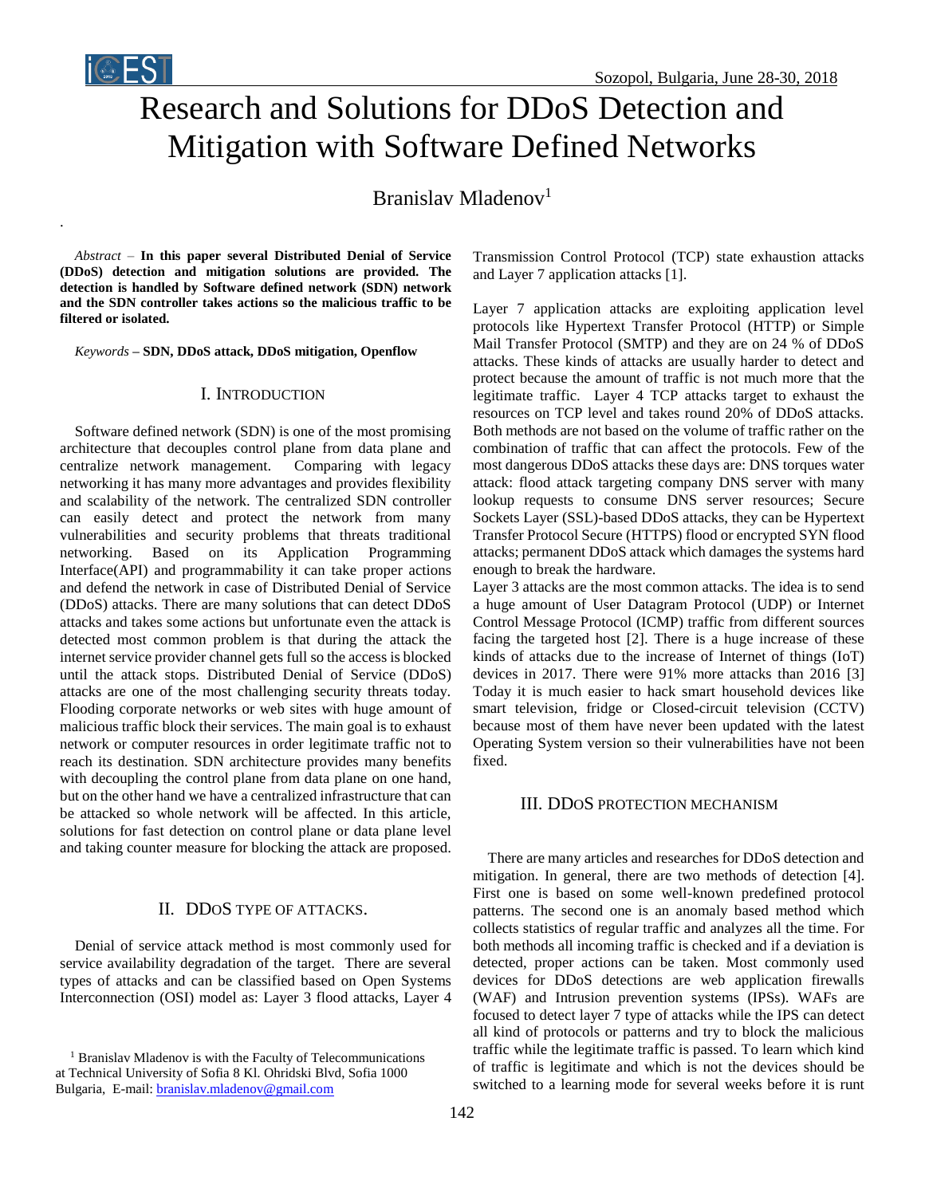# Research and Solutions for DDoS Detection and Mitigation with Software Defined Networks

Branislav Mladenov[1]

*Abstract* – **In this paper several Distributed Denial of Service (DDoS) detection and mitigation solutions are provided. The detection is handled by Software defined network (SDN) network and the SDN controller takes actions so the malicious traffic to be filtered or isolated.**

*Keywords* – **SDN, DDoS attack, DDoS mitigation, Openflow**

## I. Introduction

Software defined network (SDN) is one of the most promising architecture that decouples control plane from data plane and centralize network management. Comparing with legacy networking it has many more advantages and provides flexibility and scalability of the network. The centralized SDN controller can easily detect and protect the network from many vulnerabilities and security problems that threats traditional networking. Based on its Application Programming Interface(API) and programmability it can take proper actions and defend the network in case of Distributed Denial of Service (DDoS) attacks. There are many solutions that can detect DDoS attacks and takes some actions but unfortunate even the attack is detected most common problem is that during the attack the internet service provider channel gets full so the access is blocked until the attack stops. Distributed Denial of Service (DDoS) attacks are one of the most challenging security threats today. Flooding corporate networks or web sites with huge amount of malicious traffic block their services. The main goal is to exhaust network or computer resources in order legitimate traffic not to reach its destination. SDN architecture provides many benefits with decoupling the control plane from data plane on one hand, but on the other hand we have a centralized infrastructure that can be attacked so whole network will be affected. In this article, solutions for fast detection on control plane or data plane level and taking counter measure for blocking the attack are proposed.

## II. DDoS Type of Attacks.

Denial of service attack method is most commonly used for service availability degradation of the target. There are several types of attacks and can be classified based on Open Systems Interconnection (OSI) model as: Layer 3 flood attacks, Layer 4 Transmission Control Protocol (TCP) state exhaustion attacks and Layer 7 application attacks [1].

Layer 7 application attacks are exploiting application level protocols like Hypertext Transfer Protocol (HTTP) or Simple Mail Transfer Protocol (SMTP) and they are on 24 % of DDoS attacks. These kinds of attacks are usually harder to detect and protect because the amount of traffic is not much more that the legitimate traffic. Layer 4 TCP attacks target to exhaust the resources on TCP level and takes round 20% of DDoS attacks. Both methods are not based on the volume of traffic rather on the combination of traffic that can affect the protocols. Few of the most dangerous DDoS attacks these days are: DNS torques water attack: flood attack targeting company DNS server with many lookup requests to consume DNS server resources; Secure Sockets Layer (SSL)-based DDoS attacks, they can be Hypertext Transfer Protocol Secure (HTTPS) flood or encrypted SYN flood attacks; permanent DDoS attack which damages the systems hard enough to break the hardware.

Layer 3 attacks are the most common attacks. The idea is to send a huge amount of User Datagram Protocol (UDP) or Internet Control Message Protocol (ICMP) traffic from different sources facing the targeted host [2]. There is a huge increase of these kinds of attacks due to the increase of Internet of things (IoT) devices in 2017. There were 91% more attacks than 2016 [3] Today it is much easier to hack smart household devices like smart television, fridge or Closed-circuit television (CCTV) because most of them have never been updated with the latest Operating System version so their vulnerabilities have not been fixed.

## III. DDoS Protection Mechanism

There are many articles and researches for DDoS detection and mitigation. In general, there are two methods of detection [4]. First one is based on some well-known predefined protocol patterns. The second one is an anomaly based method which collects statistics of regular traffic and analyzes all the time. For both methods all incoming traffic is checked and if a deviation is detected, proper actions can be taken. Most commonly used devices for DDoS detections are web application firewalls (WAF) and Intrusion prevention systems (IPSs). WAFs are focused to detect layer 7 type of attacks while the IPS can detect all kind of protocols or patterns and try to block the malicious traffic while the legitimate traffic is passed. To learn which kind of traffic is legitimate and which is not the devices should be switched to a learning mode for several weeks before it is runt

[1] Branislav Mladenov is with the Faculty of Telecommunications at Technical University of Sofia 8 Kl. Ohridski Blvd, Sofia 1000 Bulgaria, E-mail: branislav.mladenov@gmail.com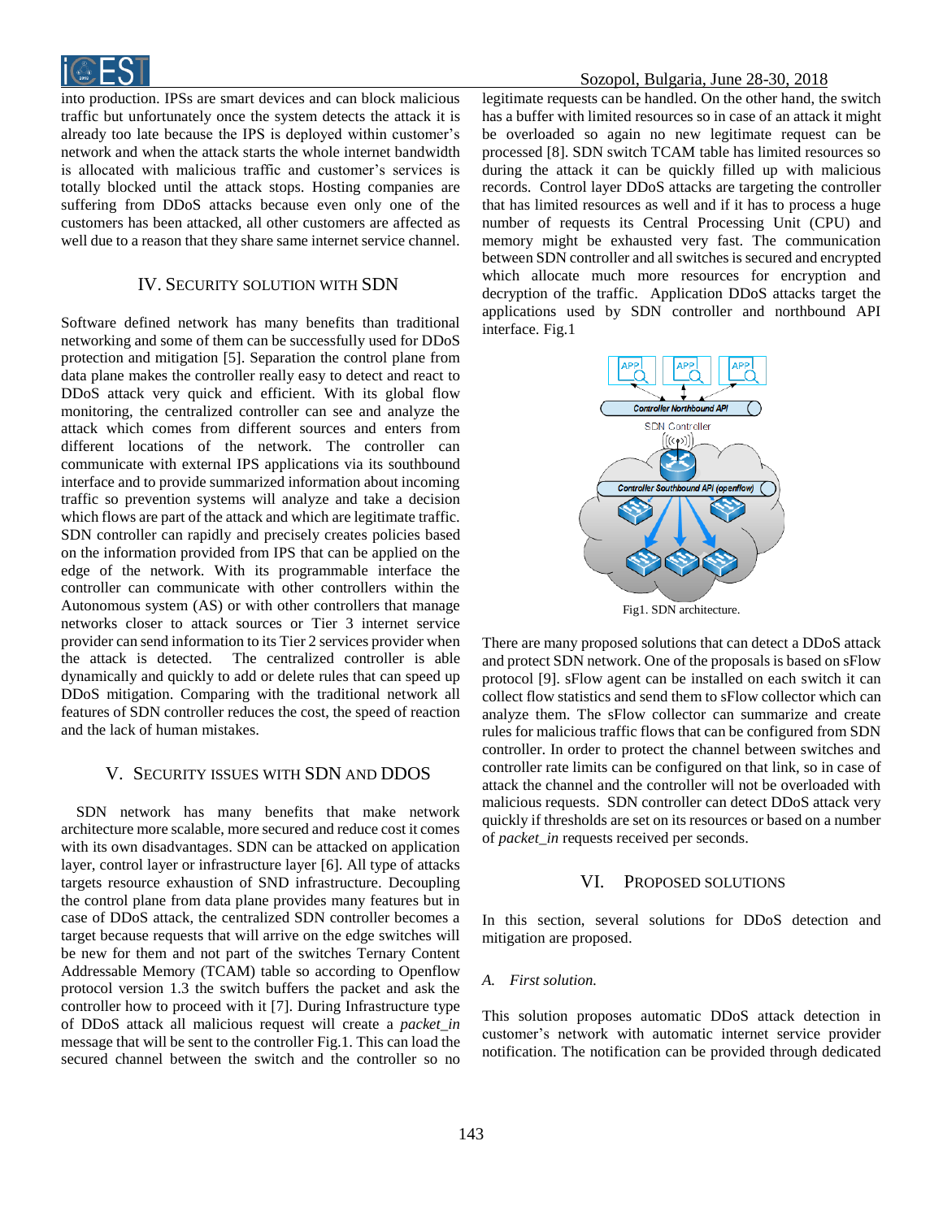into production. IPSs are smart devices and can block malicious traffic but unfortunately once the system detects the attack it is already too late because the IPS is deployed within customer's network and when the attack starts the whole internet bandwidth is allocated with malicious traffic and customer's services is totally blocked until the attack stops. Hosting companies are suffering from DDoS attacks because even only one of the customers has been attacked, all other customers are affected as well due to a reason that they share same internet service channel.

## IV. Security solution with SDN

Software defined network has many benefits than traditional networking and some of them can be successfully used for DDoS protection and mitigation [5]. Separation the control plane from data plane makes the controller really easy to detect and react to DDoS attack very quick and efficient. With its global flow monitoring, the centralized controller can see and analyze the attack which comes from different sources and enters from different locations of the network. The controller can communicate with external IPS applications via its southbound interface and to provide summarized information about incoming traffic so prevention systems will analyze and take a decision which flows are part of the attack and which are legitimate traffic. SDN controller can rapidly and precisely creates policies based on the information provided from IPS that can be applied on the edge of the network. With its programmable interface the controller can communicate with other controllers within the Autonomous system (AS) or with other controllers that manage networks closer to attack sources or Tier 3 internet service provider can send information to its Tier 2 services provider when the attack is detected. The centralized controller is able dynamically and quickly to add or delete rules that can speed up DDoS mitigation. Comparing with the traditional network all features of SDN controller reduces the cost, the speed of reaction and the lack of human mistakes.

## V. Security issues with SDN and DDoS

SDN network has many benefits that make network architecture more scalable, more secured and reduce cost it comes with its own disadvantages. SDN can be attacked on application layer, control layer or infrastructure layer [6]. All type of attacks targets resource exhaustion of SND infrastructure. Decoupling the control plane from data plane provides many features but in case of DDoS attack, the centralized SDN controller becomes a target because requests that will arrive on the edge switches will be new for them and not part of the switches Ternary Content Addressable Memory (TCAM) table so according to Openflow protocol version 1.3 the switch buffers the packet and ask the controller how to proceed with it [7]. During Infrastructure type of DDoS attack all malicious request will create a *packet_in* message that will be sent to the controller Fig.1. This can load the secured channel between the switch and the controller so no legitimate requests can be handled. On the other hand, the switch has a buffer with limited resources so in case of an attack it might be overloaded so again no new legitimate request can be processed [8]. SDN switch TCAM table has limited resources so during the attack it can be quickly filled up with malicious records. Control layer DDoS attacks are targeting the controller that has limited resources as well and if it has to process a huge number of requests its Central Processing Unit (CPU) and memory might be exhausted very fast. The communication between SDN controller and all switches is secured and encrypted which allocate much more resources for encryption and decryption of the traffic. Application DDoS attacks target the applications used by SDN controller and northbound API interface. Fig.1

APP
APP
APP
Controller Northbound API
SDN Controller
Controller Southbound API (openflow)

Fig1. SDN architecture.

There are many proposed solutions that can detect a DDoS attack and protect SDN network. One of the proposals is based on sFlow protocol [9]. sFlow agent can be installed on each switch it can collect flow statistics and send them to sFlow collector which can analyze them. The sFlow collector can summarize and create rules for malicious traffic flows that can be configured from SDN controller. In order to protect the channel between switches and controller rate limits can be configured on that link, so in case of attack the channel and the controller will not be overloaded with malicious requests. SDN controller can detect DDoS attack very quickly if thresholds are set on its resources or based on a number of *packet_in* requests received per seconds.

## VI. Proposed solutions

In this section, several solutions for DDoS detection and mitigation are proposed.

### A. First solution.

This solution proposes automatic DDoS attack detection in customer's network with automatic internet service provider notification. The notification can be provided through dedicated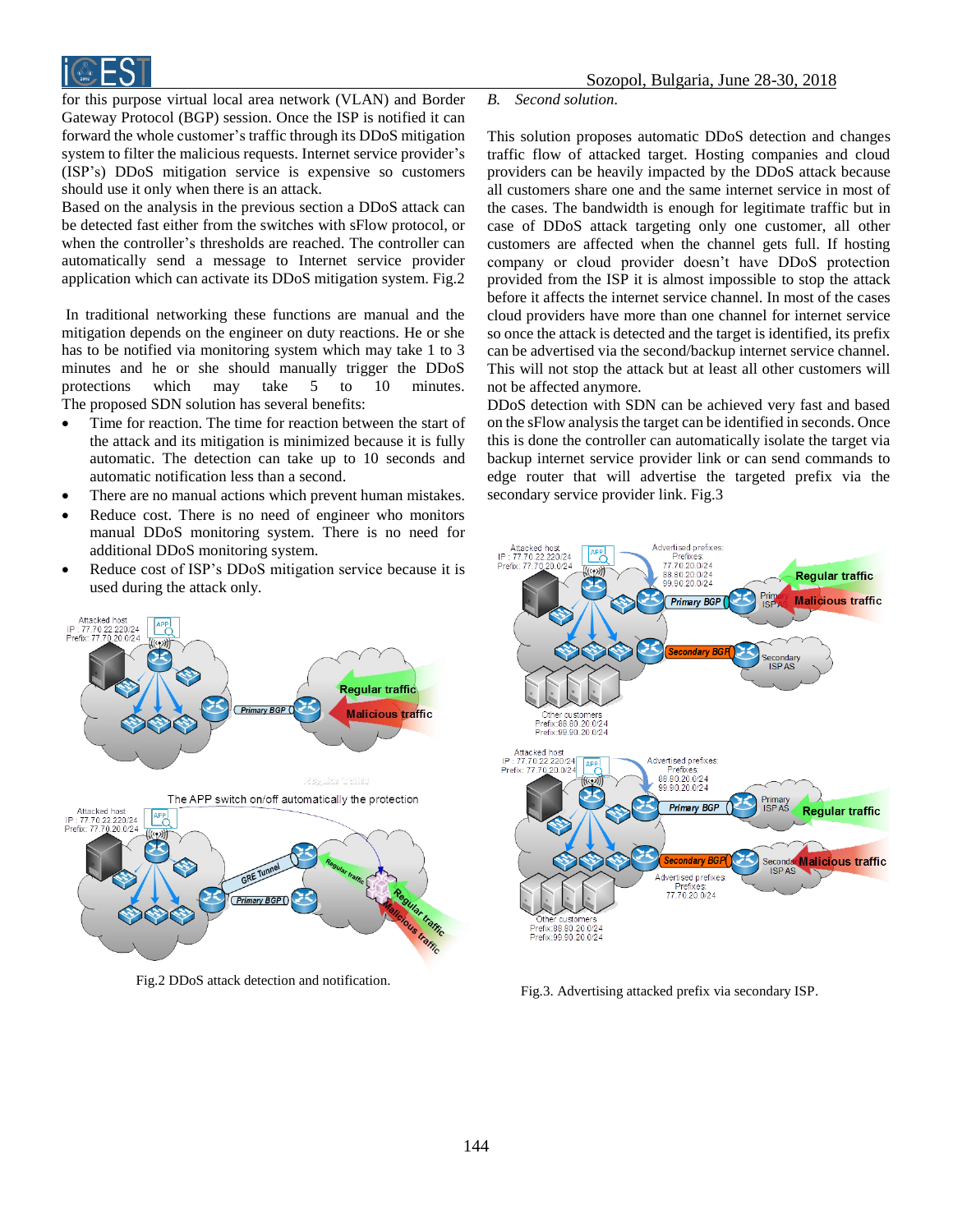for this purpose virtual local area network (VLAN) and Border Gateway Protocol (BGP) session. Once the ISP is notified it can forward the whole customer's traffic through its DDoS mitigation system to filter the malicious requests. Internet service provider's (ISP's) DDoS mitigation service is expensive so customers should use it only when there is an attack.

Based on the analysis in the previous section a DDoS attack can be detected fast either from the switches with sFlow protocol, or when the controller's thresholds are reached. The controller can automatically send a message to Internet service provider application which can activate its DDoS mitigation system. Fig.2

In traditional networking these functions are manual and the mitigation depends on the engineer on duty reactions. He or she has to be notified via monitoring system which may take 1 to 3 minutes and he or she should manually trigger the DDoS protections which may take 5 to 10 minutes. The proposed SDN solution has several benefits:

- Time for reaction. The time for reaction between the start of the attack and its mitigation is minimized because it is fully automatic. The detection can take up to 10 seconds and automatic notification less than a second.
- There are no manual actions which prevent human mistakes.
- Reduce cost. There is no need of engineer who monitors manual DDoS monitoring system. There is no need for additional DDoS monitoring system.
- Reduce cost of ISP's DDoS mitigation service because it is used during the attack only.

Fig.2 DDoS attack detection and notification.

### B. *Second solution.*

This solution proposes automatic DDoS detection and changes traffic flow of attacked target. Hosting companies and cloud providers can be heavily impacted by the DDoS attack because all customers share one and the same internet service in most of the cases. The bandwidth is enough for legitimate traffic but in case of DDoS attack targeting only one customer, all other customers are affected when the channel gets full. If hosting company or cloud provider doesn't have DDoS protection provided from the ISP it is almost impossible to stop the attack before it affects the internet service channel. In most of the cases cloud providers have more than one channel for internet service so once the attack is detected and the target is identified, its prefix can be advertised via the second/backup internet service channel. This will not stop the attack but at least all other customers will not be affected anymore.

DDoS detection with SDN can be achieved very fast and based on the sFlow analysis the target can be identified in seconds. Once this is done the controller can automatically isolate the target via backup internet service provider link or can send commands to edge router that will advertise the targeted prefix via the secondary service provider link. Fig.3

Fig.3. Advertising attacked prefix via secondary ISP.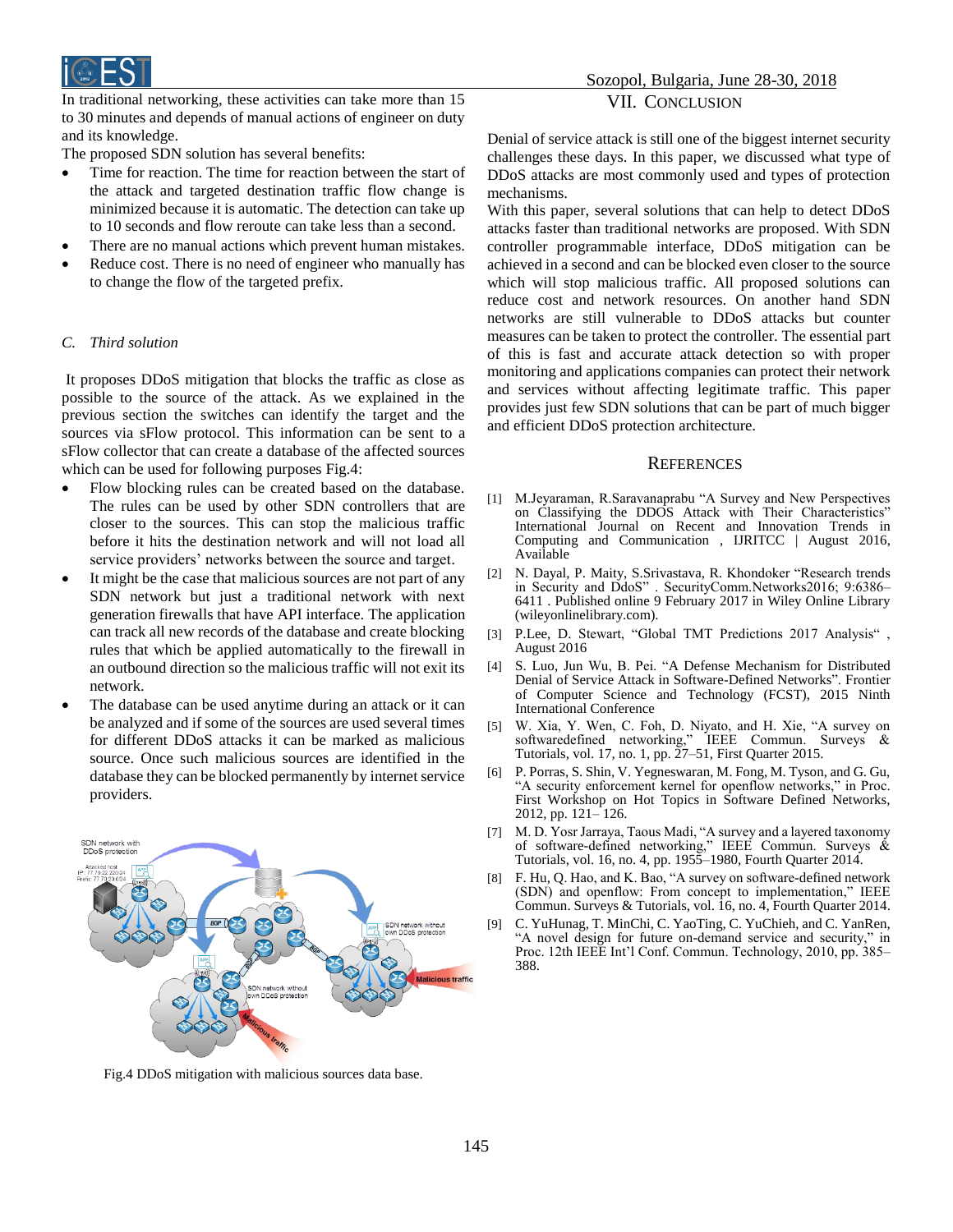In traditional networking, these activities can take more than 15 to 30 minutes and depends of manual actions of engineer on duty and its knowledge.

The proposed SDN solution has several benefits:

- Time for reaction. The time for reaction between the start of the attack and targeted destination traffic flow change is minimized because it is automatic. The detection can take up to 10 seconds and flow reroute can take less than a second.
- There are no manual actions which prevent human mistakes.
- Reduce cost. There is no need of engineer who manually has to change the flow of the targeted prefix.

### *C. Third solution*

It proposes DDoS mitigation that blocks the traffic as close as possible to the source of the attack. As we explained in the previous section the switches can identify the target and the sources via sFlow protocol. This information can be sent to a sFlow collector that can create a database of the affected sources which can be used for following purposes Fig.4:

- Flow blocking rules can be created based on the database. The rules can be used by other SDN controllers that are closer to the sources. This can stop the malicious traffic before it hits the destination network and will not load all service providers' networks between the source and target.
- It might be the case that malicious sources are not part of any SDN network but just a traditional network with next generation firewalls that have API interface. The application can track all new records of the database and create blocking rules that which be applied automatically to the firewall in an outbound direction so the malicious traffic will not exit its network.
- The database can be used anytime during an attack or it can be analyzed and if some of the sources are used several times for different DDoS attacks it can be marked as malicious source. Once such malicious sources are identified in the database they can be blocked permanently by internet service providers.

SDN network with DDoS protection
Attacked host
IP: 77.70.22.220/24
Prefix: 77.70.20.0/24
BGP
BGP
BGP
SDN network without own DDoS protection
SDN network without own DDoS protection
Malicious traffic
Malicious traffic

Fig.4 DDoS mitigation with malicious sources data base.

## VII. Conclusion

Denial of service attack is still one of the biggest internet security challenges these days. In this paper, we discussed what type of DDoS attacks are most commonly used and types of protection mechanisms.

With this paper, several solutions that can help to detect DDoS attacks faster than traditional networks are proposed. With SDN controller programmable interface, DDoS mitigation can be achieved in a second and can be blocked even closer to the source which will stop malicious traffic. All proposed solutions can reduce cost and network resources. On another hand SDN networks are still vulnerable to DDoS attacks but counter measures can be taken to protect the controller. The essential part of this is fast and accurate attack detection so with proper monitoring and applications companies can protect their network and services without affecting legitimate traffic. This paper provides just few SDN solutions that can be part of much bigger and efficient DDoS protection architecture.

## References

[1] M.Jeyaraman, R.Saravanaprabu "A Survey and New Perspectives on Classifying the DDOS Attack with Their Characteristics" International Journal on Recent and Innovation Trends in Computing and Communication , IJRITCC | August 2016, Available

[2] N. Dayal, P. Maity, S.Srivastava, R. Khondoker "Research trends in Security and DdoS" . SecurityComm.Networks2016; 9:6386–6411 . Published online 9 February 2017 in Wiley Online Library (wileyonlinelibrary.com).

[3] P.Lee, D. Stewart, "Global TMT Predictions 2017 Analysis" , August 2016

[4] S. Luo, Jun Wu, B. Pei. "A Defense Mechanism for Distributed Denial of Service Attack in Software-Defined Networks". Frontier of Computer Science and Technology (FCST), 2015 Ninth International Conference

[5] W. Xia, Y. Wen, C. Foh, D. Niyato, and H. Xie, "A survey on softwaredefined networking," IEEE Commun. Surveys & Tutorials, vol. 17, no. 1, pp. 27–51, First Quarter 2015.

[6] P. Porras, S. Shin, V. Yegneswaran, M. Fong, M. Tyson, and G. Gu, "A security enforcement kernel for openflow networks," in Proc. First Workshop on Hot Topics in Software Defined Networks, 2012, pp. 121– 126.

[7] M. D. Yosr Jarraya, Taous Madi, "A survey and a layered taxonomy of software-defined networking," IEEE Commun. Surveys & Tutorials, vol. 16, no. 4, pp. 1955–1980, Fourth Quarter 2014.

[8] F. Hu, Q. Hao, and K. Bao, "A survey on software-defined network (SDN) and openflow: From concept to implementation," IEEE Commun. Surveys & Tutorials, vol. 16, no. 4, Fourth Quarter 2014.

[9] C. YuHunag, T. MinChi, C. YaoTing, C. YuChieh, and C. YanRen, "A novel design for future on-demand service and security," in Proc. 12th IEEE Int'l Conf. Commun. Technology, 2010, pp. 385–388.